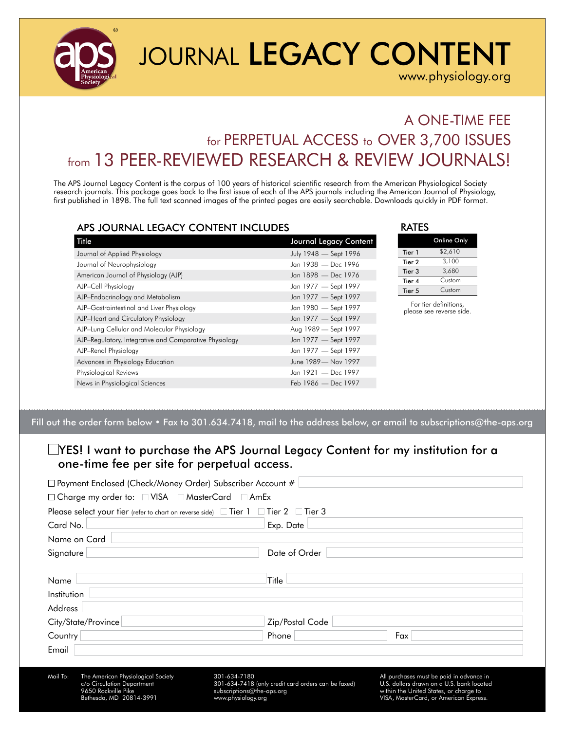# JOURNAL LEGACY CONTENT

www.physiology.org

## A ONE-TIME FEE for PERPETUAL ACCESS to OVER 3,700 ISSUES from 13 PEER-REVIEWED RESEARCH & REVIEW JOURNALS!

The APS Journal Legacy Content is the corpus of 100 years of historical scientific research from the American Physiological Society research journals. This package goes back to the first issue of each of the APS journals including the American Journal of Physiology, first published in 1898. The full text scanned images of the printed pages are easily searchable. Downloads quickly in PDF format.

### APS JOURNAL LEGACY CONTENT INCLUDES

| Title | Journal Legacy Content |
|---|---|
| Journal of Applied Physiology | July 1948 — Sept 1996 |
| Journal of Neurophysiology | Jan 1938 — Dec 1996 |
| American Journal of Physiology (AJP) | Jan 1898 — Dec 1976 |
| AJP–Cell Physiology | Jan 1977 — Sept 1997 |
| AJP–Endocrinology and Metabolism | Jan 1977 — Sept 1997 |
| AJP–Gastrointestinal and Liver Physiology | Jan 1980 — Sept 1997 |
| AJP–Heart and Circulatory Physiology | Jan 1977 — Sept 1997 |
| AJP–Lung Cellular and Molecular Physiology | Aug 1989 — Sept 1997 |
| AJP–Regulatory, Integrative and Comparative Physiology | Jan 1977 — Sept 1997 |
| AJP–Renal Physiology | Jan 1977 — Sept 1997 |
| Advances in Physiology Education | June 1989 — Nov 1997 |
| Physiological Reviews | Jan 1921 — Dec 1997 |
| News in Physiological Sciences | Feb 1986 — Dec 1997 |

### RATES

| | Online Only |
|---|---|
| Tier 1 | $2,610 |
| Tier 2 | 3,100 |
| Tier 3 | 3,680 |
| Tier 4 | Custom |
| Tier 5 | Custom |

For tier definitions, please see reverse side.

---

Fill out the order form below • Fax to 301.634.7418, mail to the address below, or email to subscriptions@the-aps.org

☐ YES! I want to purchase the APS Journal Legacy Content for my institution for a one-time fee per site for perpetual access.

☐ Payment Enclosed (Check/Money Order) Subscriber Account # ______

☐ Charge my order to: ☐ VISA ☐ MasterCard ☐ AmEx

Please select your tier (refer to chart on reverse side) ☐ Tier 1 ☐ Tier 2 ☐ Tier 3

Card No. ______ Exp. Date ______

Name on Card ______

Signature ______ Date of Order ______

Name ______ Title ______

Institution ______

Address ______

City/State/Province ______ Zip/Postal Code ______

Country ______ Phone ______ Fax ______

Email ______

Mail To: The American Physiological Society
c/o Circulation Department
9650 Rockville Pike
Bethesda, MD 20814-3991

301-634-7180
301-634-7418 (only credit card orders can be faxed)
subscriptions@the-aps.org
www.physiology.org

All purchases must be paid in advance in U.S. dollars drawn on a U.S. bank located within the United States, or charge to VISA, MasterCard, or American Express.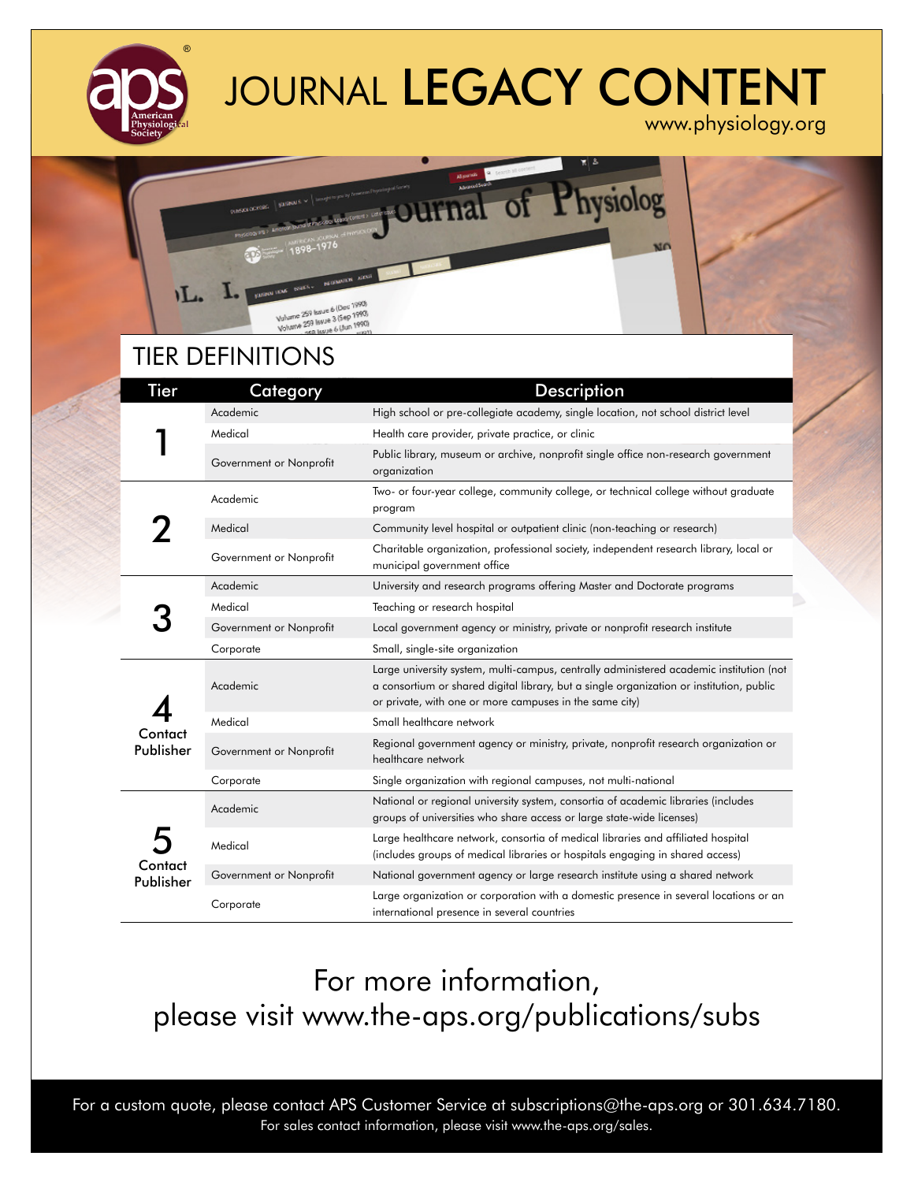# JOURNAL LEGACY CONTENT

www.physiology.org

## TIER DEFINITIONS

| Tier | Category | Description |
|---|---|---|
| 1 | Academic | High school or pre-collegiate academy, single location, not school district level |
| | Medical | Health care provider, private practice, or clinic |
| | Government or Nonprofit | Public library, museum or archive, nonprofit single office non-research government organization |
| 2 | Academic | Two- or four-year college, community college, or technical college without graduate program |
| | Medical | Community level hospital or outpatient clinic (non-teaching or research) |
| | Government or Nonprofit | Charitable organization, professional society, independent research library, local or municipal government office |
| 3 | Academic | University and research programs offering Master and Doctorate programs |
| | Medical | Teaching or research hospital |
| | Government or Nonprofit | Local government agency or ministry, private or nonprofit research institute |
| | Corporate | Small, single-site organization |
| 4 Contact Publisher | Academic | Large university system, multi-campus, centrally administered academic institution (not a consortium or shared digital library, but a single organization or institution, public or private, with one or more campuses in the same city) |
| | Medical | Small healthcare network |
| | Government or Nonprofit | Regional government agency or ministry, private, nonprofit research organization or healthcare network |
| | Corporate | Single organization with regional campuses, not multi-national |
| 5 Contact Publisher | Academic | National or regional university system, consortia of academic libraries (includes groups of universities who share access or large state-wide licenses) |
| | Medical | Large healthcare network, consortia of medical libraries and affiliated hospital (includes groups of medical libraries or hospitals engaging in shared access) |
| | Government or Nonprofit | National government agency or large research institute using a shared network |
| | Corporate | Large organization or corporation with a domestic presence in several locations or an international presence in several countries |

For more information, please visit www.the-aps.org/publications/subs

For a custom quote, please contact APS Customer Service at subscriptions@the-aps.org or 301.634.7180.
For sales contact information, please visit www.the-aps.org/sales.